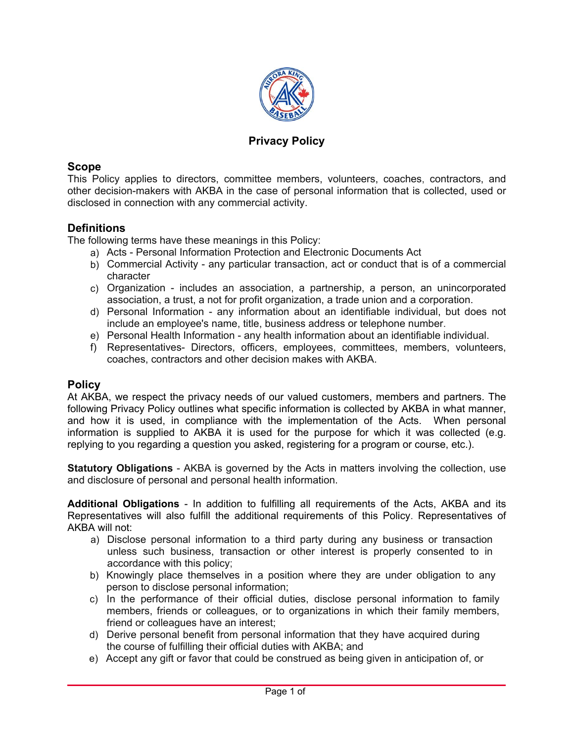# Privacy Policy

## Scope

This Policy applies to directors, committee members, volunteers, coaches, contractors, and other decision-makers with AKBA in the case of personal information that is collected, used or disclosed in connection with any commercial activity.

## Definitions

The following terms have these meanings in this Policy:

a) Acts - Personal Information Protection and Electronic Documents Act
b) Commercial Activity - any particular transaction, act or conduct that is of a commercial character
c) Organization - includes an association, a partnership, a person, an unincorporated association, a trust, a not for profit organization, a trade union and a corporation.
d) Personal Information - any information about an identifiable individual, but does not include an employee's name, title, business address or telephone number.
e) Personal Health Information - any health information about an identifiable individual.
f) Representatives- Directors, officers, employees, committees, members, volunteers, coaches, contractors and other decision makes with AKBA.

## Policy

At AKBA, we respect the privacy needs of our valued customers, members and partners. The following Privacy Policy outlines what specific information is collected by AKBA in what manner, and how it is used, in compliance with the implementation of the Acts. When personal information is supplied to AKBA it is used for the purpose for which it was collected (e.g. replying to you regarding a question you asked, registering for a program or course, etc.).

**Statutory Obligations** - AKBA is governed by the Acts in matters involving the collection, use and disclosure of personal and personal health information.

**Additional Obligations** - In addition to fulfilling all requirements of the Acts, AKBA and its Representatives will also fulfill the additional requirements of this Policy. Representatives of AKBA will not:

a) Disclose personal information to a third party during any business or transaction unless such business, transaction or other interest is properly consented to in accordance with this policy;
b) Knowingly place themselves in a position where they are under obligation to any person to disclose personal information;
c) In the performance of their official duties, disclose personal information to family members, friends or colleagues, or to organizations in which their family members, friend or colleagues have an interest;
d) Derive personal benefit from personal information that they have acquired during the course of fulfilling their official duties with AKBA; and
e) Accept any gift or favor that could be construed as being given in anticipation of, or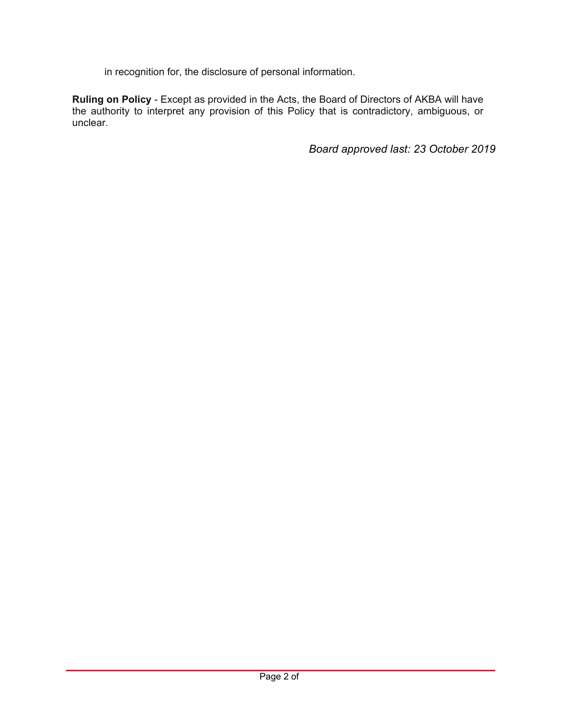in recognition for, the disclosure of personal information.

**Ruling on Policy** - Except as provided in the Acts, the Board of Directors of AKBA will have the authority to interpret any provision of this Policy that is contradictory, ambiguous, or unclear.

*Board approved last: 23 October 2019*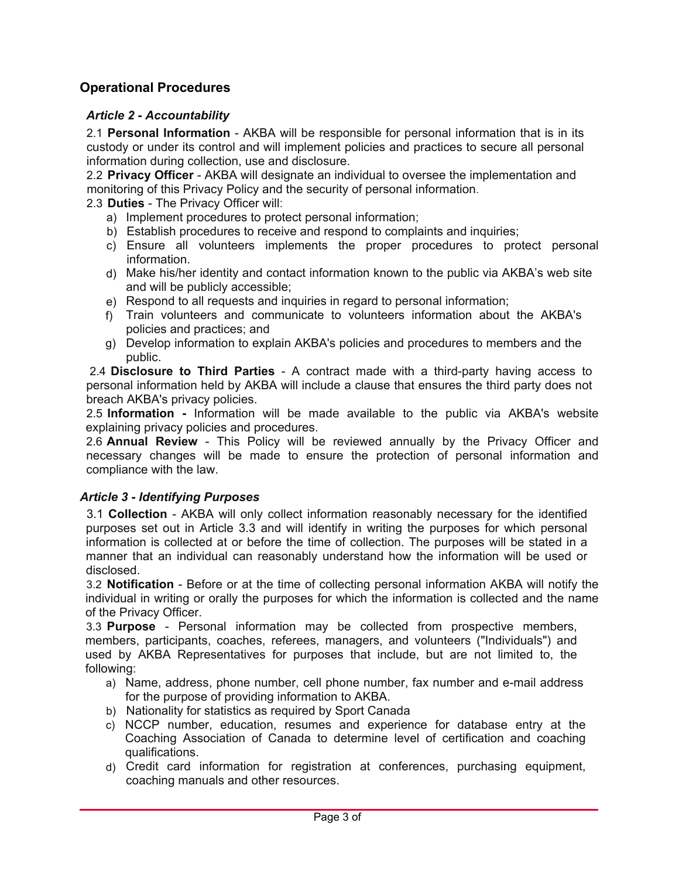## Operational Procedures

### *Article 2 - Accountability*

2.1 **Personal Information** - AKBA will be responsible for personal information that is in its custody or under its control and will implement policies and practices to secure all personal information during collection, use and disclosure.

2.2 **Privacy Officer** - AKBA will designate an individual to oversee the implementation and monitoring of this Privacy Policy and the security of personal information.

2.3 **Duties** - The Privacy Officer will:

a) Implement procedures to protect personal information;
b) Establish procedures to receive and respond to complaints and inquiries;
c) Ensure all volunteers implements the proper procedures to protect personal information.
d) Make his/her identity and contact information known to the public via AKBA's web site and will be publicly accessible;
e) Respond to all requests and inquiries in regard to personal information;
f) Train volunteers and communicate to volunteers information about the AKBA's policies and practices; and
g) Develop information to explain AKBA's policies and procedures to members and the public.

2.4 **Disclosure to Third Parties** - A contract made with a third-party having access to personal information held by AKBA will include a clause that ensures the third party does not breach AKBA's privacy policies.

2.5 **Information -** Information will be made available to the public via AKBA's website explaining privacy policies and procedures.

2.6 **Annual Review** - This Policy will be reviewed annually by the Privacy Officer and necessary changes will be made to ensure the protection of personal information and compliance with the law.

### *Article 3 - Identifying Purposes*

3.1 **Collection** - AKBA will only collect information reasonably necessary for the identified purposes set out in Article 3.3 and will identify in writing the purposes for which personal information is collected at or before the time of collection. The purposes will be stated in a manner that an individual can reasonably understand how the information will be used or disclosed.

3.2 **Notification** - Before or at the time of collecting personal information AKBA will notify the individual in writing or orally the purposes for which the information is collected and the name of the Privacy Officer.

3.3 **Purpose** - Personal information may be collected from prospective members, members, participants, coaches, referees, managers, and volunteers ("Individuals") and used by AKBA Representatives for purposes that include, but are not limited to, the following:

a) Name, address, phone number, cell phone number, fax number and e-mail address for the purpose of providing information to AKBA.
b) Nationality for statistics as required by Sport Canada
c) NCCP number, education, resumes and experience for database entry at the Coaching Association of Canada to determine level of certification and coaching qualifications.
d) Credit card information for registration at conferences, purchasing equipment, coaching manuals and other resources.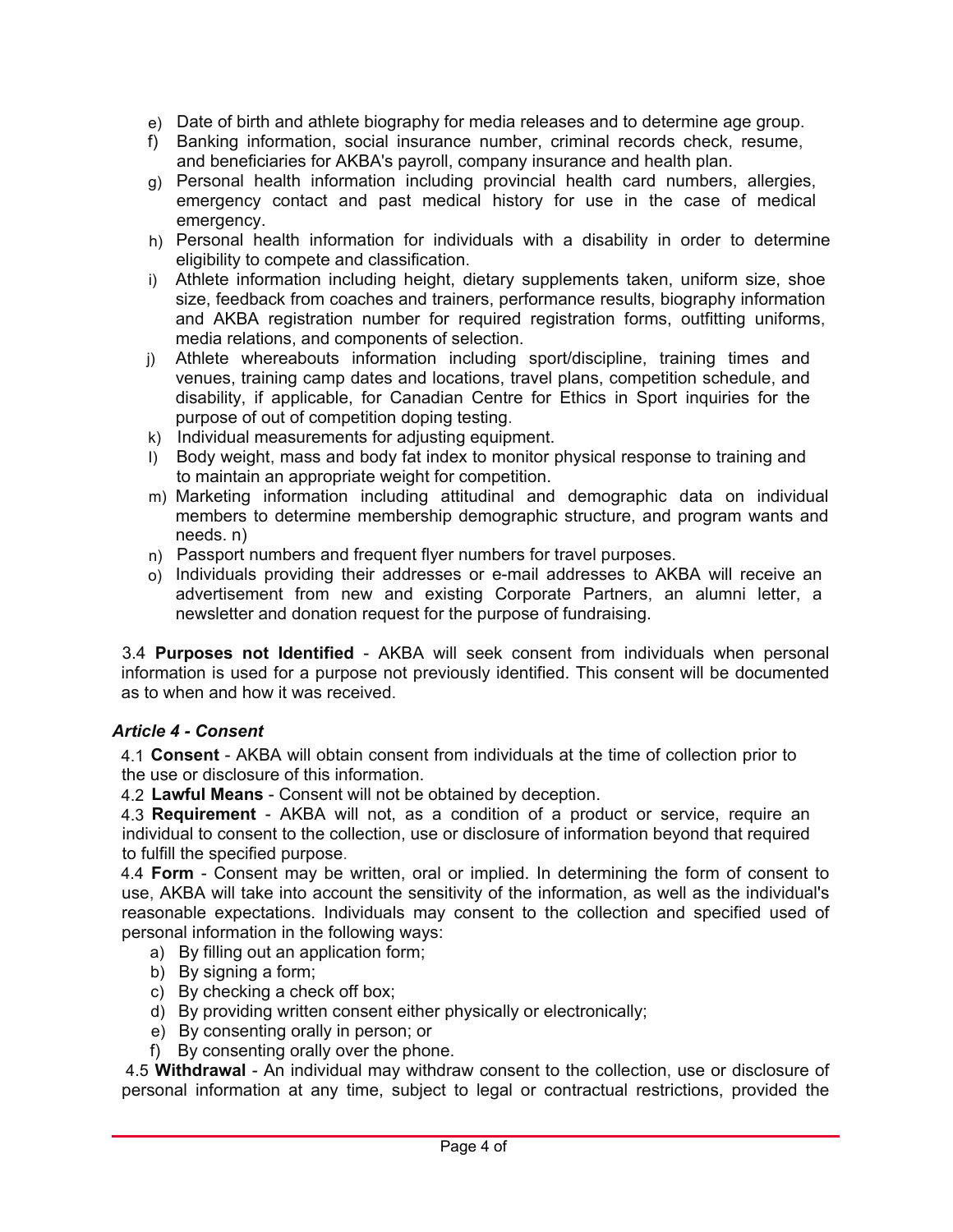e) Date of birth and athlete biography for media releases and to determine age group.
f) Banking information, social insurance number, criminal records check, resume, and beneficiaries for AKBA's payroll, company insurance and health plan.
g) Personal health information including provincial health card numbers, allergies, emergency contact and past medical history for use in the case of medical emergency.
h) Personal health information for individuals with a disability in order to determine eligibility to compete and classification.
i) Athlete information including height, dietary supplements taken, uniform size, shoe size, feedback from coaches and trainers, performance results, biography information and AKBA registration number for required registration forms, outfitting uniforms, media relations, and components of selection.
j) Athlete whereabouts information including sport/discipline, training times and venues, training camp dates and locations, travel plans, competition schedule, and disability, if applicable, for Canadian Centre for Ethics in Sport inquiries for the purpose of out of competition doping testing.
k) Individual measurements for adjusting equipment.
l) Body weight, mass and body fat index to monitor physical response to training and to maintain an appropriate weight for competition.
m) Marketing information including attitudinal and demographic data on individual members to determine membership demographic structure, and program wants and needs. n)
n) Passport numbers and frequent flyer numbers for travel purposes.
o) Individuals providing their addresses or e-mail addresses to AKBA will receive an advertisement from new and existing Corporate Partners, an alumni letter, a newsletter and donation request for the purpose of fundraising.

3.4 **Purposes not Identified** - AKBA will seek consent from individuals when personal information is used for a purpose not previously identified. This consent will be documented as to when and how it was received.

### *Article 4 - Consent*

4.1 **Consent** - AKBA will obtain consent from individuals at the time of collection prior to the use or disclosure of this information.

4.2 **Lawful Means** - Consent will not be obtained by deception.

4.3 **Requirement** - AKBA will not, as a condition of a product or service, require an individual to consent to the collection, use or disclosure of information beyond that required to fulfill the specified purpose.

4.4 **Form** - Consent may be written, oral or implied. In determining the form of consent to use, AKBA will take into account the sensitivity of the information, as well as the individual's reasonable expectations. Individuals may consent to the collection and specified used of personal information in the following ways:

a) By filling out an application form;
b) By signing a form;
c) By checking a check off box;
d) By providing written consent either physically or electronically;
e) By consenting orally in person; or
f) By consenting orally over the phone.

4.5 **Withdrawal** - An individual may withdraw consent to the collection, use or disclosure of personal information at any time, subject to legal or contractual restrictions, provided the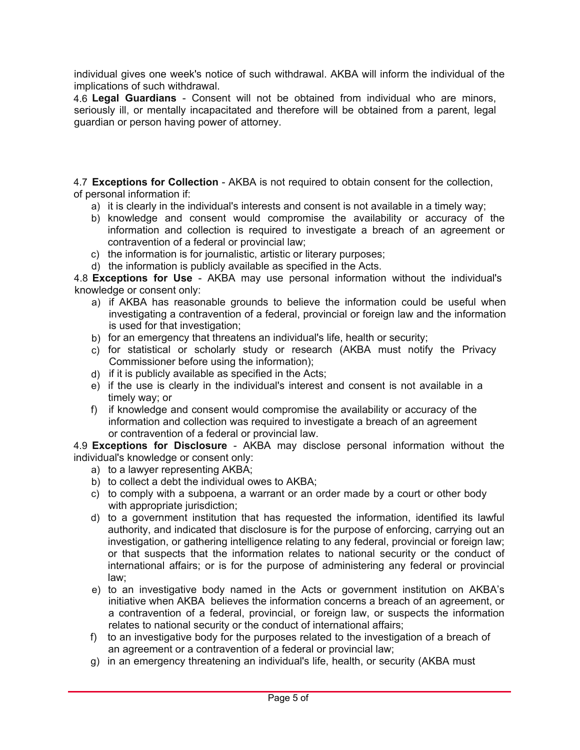individual gives one week's notice of such withdrawal. AKBA will inform the individual of the implications of such withdrawal.

4.6 **Legal Guardians** - Consent will not be obtained from individual who are minors, seriously ill, or mentally incapacitated and therefore will be obtained from a parent, legal guardian or person having power of attorney.

4.7 **Exceptions for Collection** - AKBA is not required to obtain consent for the collection, of personal information if:

a) it is clearly in the individual's interests and consent is not available in a timely way;
b) knowledge and consent would compromise the availability or accuracy of the information and collection is required to investigate a breach of an agreement or contravention of a federal or provincial law;
c) the information is for journalistic, artistic or literary purposes;
d) the information is publicly available as specified in the Acts.

4.8 **Exceptions for Use** - AKBA may use personal information without the individual's knowledge or consent only:

a) if AKBA has reasonable grounds to believe the information could be useful when investigating a contravention of a federal, provincial or foreign law and the information is used for that investigation;
b) for an emergency that threatens an individual's life, health or security;
c) for statistical or scholarly study or research (AKBA must notify the Privacy Commissioner before using the information);
d) if it is publicly available as specified in the Acts;
e) if the use is clearly in the individual's interest and consent is not available in a timely way; or
f) if knowledge and consent would compromise the availability or accuracy of the information and collection was required to investigate a breach of an agreement or contravention of a federal or provincial law.

4.9 **Exceptions for Disclosure** - AKBA may disclose personal information without the individual's knowledge or consent only:

a) to a lawyer representing AKBA;
b) to collect a debt the individual owes to AKBA;
c) to comply with a subpoena, a warrant or an order made by a court or other body with appropriate jurisdiction;
d) to a government institution that has requested the information, identified its lawful authority, and indicated that disclosure is for the purpose of enforcing, carrying out an investigation, or gathering intelligence relating to any federal, provincial or foreign law; or that suspects that the information relates to national security or the conduct of international affairs; or is for the purpose of administering any federal or provincial law;
e) to an investigative body named in the Acts or government institution on AKBA's initiative when AKBA believes the information concerns a breach of an agreement, or a contravention of a federal, provincial, or foreign law, or suspects the information relates to national security or the conduct of international affairs;
f) to an investigative body for the purposes related to the investigation of a breach of an agreement or a contravention of a federal or provincial law;
g) in an emergency threatening an individual's life, health, or security (AKBA must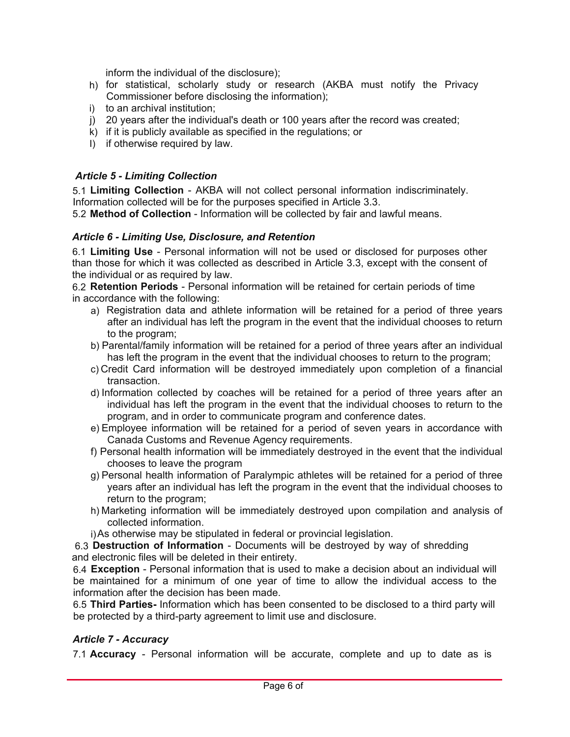inform the individual of the disclosure);

h) for statistical, scholarly study or research (AKBA must notify the Privacy Commissioner before disclosing the information);
i) to an archival institution;
j) 20 years after the individual's death or 100 years after the record was created;
k) if it is publicly available as specified in the regulations; or
l) if otherwise required by law.

### *Article 5 - Limiting Collection*

5.1 **Limiting Collection** - AKBA will not collect personal information indiscriminately. Information collected will be for the purposes specified in Article 3.3.

5.2 **Method of Collection** - Information will be collected by fair and lawful means.

### *Article 6 - Limiting Use, Disclosure, and Retention*

6.1 **Limiting Use** - Personal information will not be used or disclosed for purposes other than those for which it was collected as described in Article 3.3, except with the consent of the individual or as required by law.

6.2 **Retention Periods** - Personal information will be retained for certain periods of time in accordance with the following:

a) Registration data and athlete information will be retained for a period of three years after an individual has left the program in the event that the individual chooses to return to the program;
b) Parental/family information will be retained for a period of three years after an individual has left the program in the event that the individual chooses to return to the program;
c) Credit Card information will be destroyed immediately upon completion of a financial transaction.
d) Information collected by coaches will be retained for a period of three years after an individual has left the program in the event that the individual chooses to return to the program, and in order to communicate program and conference dates.
e) Employee information will be retained for a period of seven years in accordance with Canada Customs and Revenue Agency requirements.
f) Personal health information will be immediately destroyed in the event that the individual chooses to leave the program
g) Personal health information of Paralympic athletes will be retained for a period of three years after an individual has left the program in the event that the individual chooses to return to the program;
h) Marketing information will be immediately destroyed upon compilation and analysis of collected information.
i) As otherwise may be stipulated in federal or provincial legislation.

6.3 **Destruction of Information** - Documents will be destroyed by way of shredding and electronic files will be deleted in their entirety.

6.4 **Exception** - Personal information that is used to make a decision about an individual will be maintained for a minimum of one year of time to allow the individual access to the information after the decision has been made.

6.5 **Third Parties-** Information which has been consented to be disclosed to a third party will be protected by a third-party agreement to limit use and disclosure.

### *Article 7 - Accuracy*

7.1 **Accuracy** - Personal information will be accurate, complete and up to date as is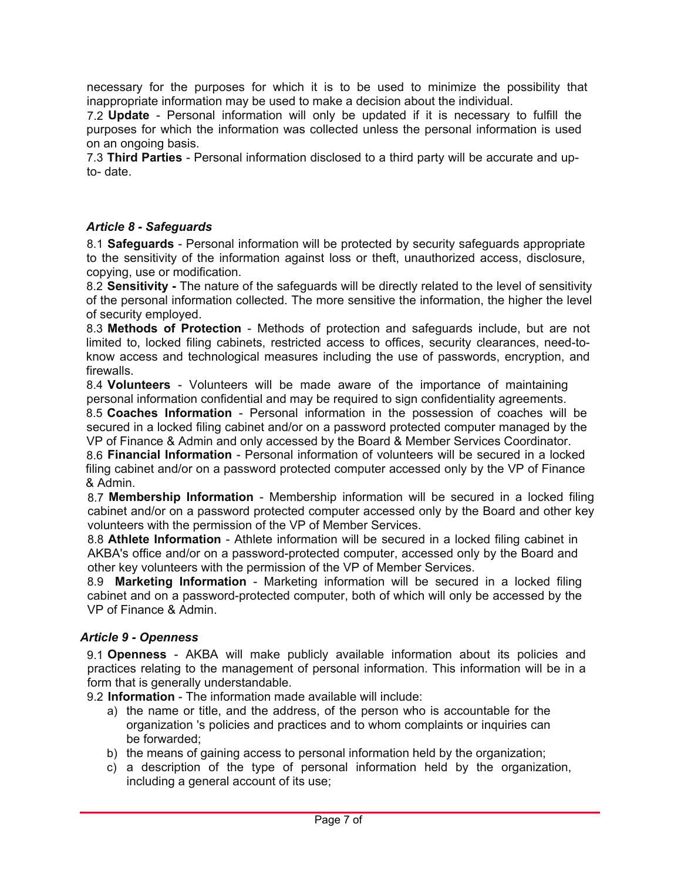necessary for the purposes for which it is to be used to minimize the possibility that inappropriate information may be used to make a decision about the individual.

7.2 **Update** - Personal information will only be updated if it is necessary to fulfill the purposes for which the information was collected unless the personal information is used on an ongoing basis.

7.3 **Third Parties** - Personal information disclosed to a third party will be accurate and up-to- date.

### *Article 8 - Safeguards*

8.1 **Safeguards** - Personal information will be protected by security safeguards appropriate to the sensitivity of the information against loss or theft, unauthorized access, disclosure, copying, use or modification.

8.2 **Sensitivity -** The nature of the safeguards will be directly related to the level of sensitivity of the personal information collected. The more sensitive the information, the higher the level of security employed.

8.3 **Methods of Protection** - Methods of protection and safeguards include, but are not limited to, locked filing cabinets, restricted access to offices, security clearances, need-to-know access and technological measures including the use of passwords, encryption, and firewalls.

8.4 **Volunteers** - Volunteers will be made aware of the importance of maintaining personal information confidential and may be required to sign confidentiality agreements.

8.5 **Coaches Information** - Personal information in the possession of coaches will be secured in a locked filing cabinet and/or on a password protected computer managed by the VP of Finance & Admin and only accessed by the Board & Member Services Coordinator.

8.6 **Financial Information** - Personal information of volunteers will be secured in a locked filing cabinet and/or on a password protected computer accessed only by the VP of Finance & Admin.

8.7 **Membership Information** - Membership information will be secured in a locked filing cabinet and/or on a password protected computer accessed only by the Board and other key volunteers with the permission of the VP of Member Services.

8.8 **Athlete Information** - Athlete information will be secured in a locked filing cabinet in AKBA's office and/or on a password-protected computer, accessed only by the Board and other key volunteers with the permission of the VP of Member Services.

8.9 **Marketing Information** - Marketing information will be secured in a locked filing cabinet and on a password-protected computer, both of which will only be accessed by the VP of Finance & Admin.

### *Article 9 - Openness*

9.1 **Openness** - AKBA will make publicly available information about its policies and practices relating to the management of personal information. This information will be in a form that is generally understandable.

9.2 **Information** - The information made available will include:

a) the name or title, and the address, of the person who is accountable for the organization 's policies and practices and to whom complaints or inquiries can be forwarded;
b) the means of gaining access to personal information held by the organization;
c) a description of the type of personal information held by the organization, including a general account of its use;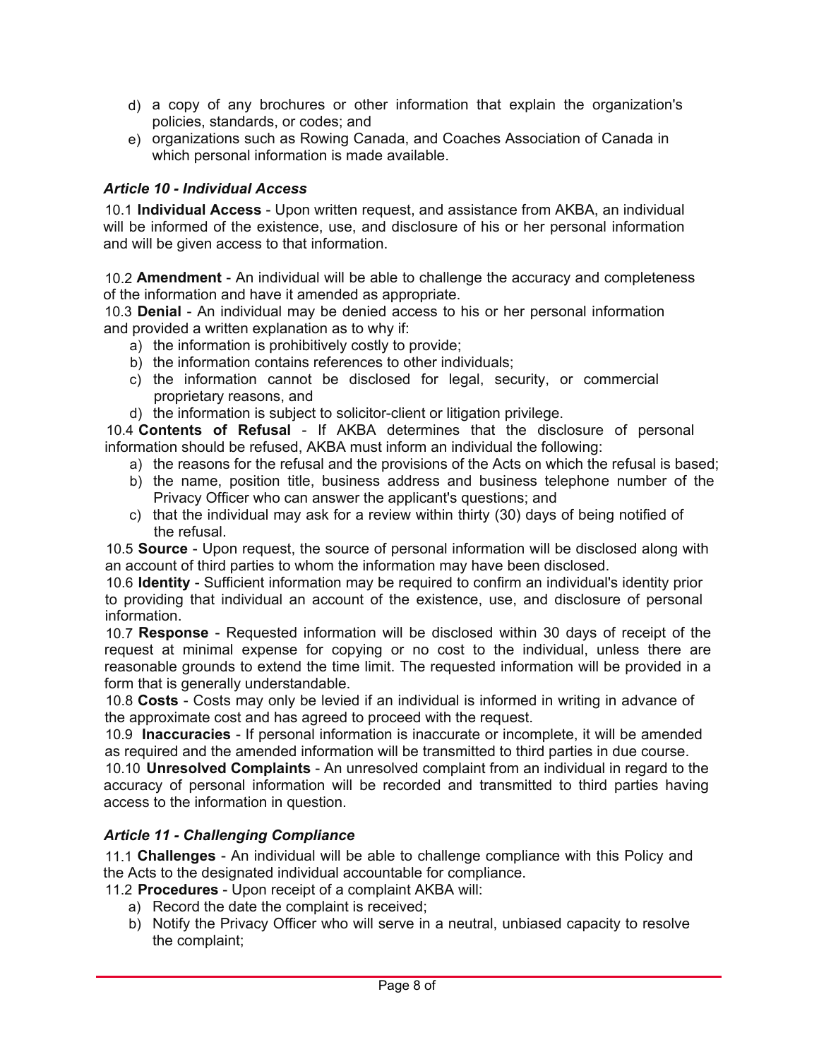d) a copy of any brochures or other information that explain the organization's policies, standards, or codes; and
e) organizations such as Rowing Canada, and Coaches Association of Canada in which personal information is made available.

### *Article 10 - Individual Access*

10.1 **Individual Access** - Upon written request, and assistance from AKBA, an individual will be informed of the existence, use, and disclosure of his or her personal information and will be given access to that information.

10.2 **Amendment** - An individual will be able to challenge the accuracy and completeness of the information and have it amended as appropriate.

10.3 **Denial** - An individual may be denied access to his or her personal information and provided a written explanation as to why if:

a) the information is prohibitively costly to provide;
b) the information contains references to other individuals;
c) the information cannot be disclosed for legal, security, or commercial proprietary reasons, and
d) the information is subject to solicitor-client or litigation privilege.

10.4 **Contents of Refusal** - If AKBA determines that the disclosure of personal information should be refused, AKBA must inform an individual the following:

a) the reasons for the refusal and the provisions of the Acts on which the refusal is based;
b) the name, position title, business address and business telephone number of the Privacy Officer who can answer the applicant's questions; and
c) that the individual may ask for a review within thirty (30) days of being notified of the refusal.

10.5 **Source** - Upon request, the source of personal information will be disclosed along with an account of third parties to whom the information may have been disclosed.

10.6 **Identity** - Sufficient information may be required to confirm an individual's identity prior to providing that individual an account of the existence, use, and disclosure of personal information.

10.7 **Response** - Requested information will be disclosed within 30 days of receipt of the request at minimal expense for copying or no cost to the individual, unless there are reasonable grounds to extend the time limit. The requested information will be provided in a form that is generally understandable.

10.8 **Costs** - Costs may only be levied if an individual is informed in writing in advance of the approximate cost and has agreed to proceed with the request.

10.9 **Inaccuracies** - If personal information is inaccurate or incomplete, it will be amended as required and the amended information will be transmitted to third parties in due course.

10.10 **Unresolved Complaints** - An unresolved complaint from an individual in regard to the accuracy of personal information will be recorded and transmitted to third parties having access to the information in question.

### *Article 11 - Challenging Compliance*

11.1 **Challenges** - An individual will be able to challenge compliance with this Policy and the Acts to the designated individual accountable for compliance.

11.2 **Procedures** - Upon receipt of a complaint AKBA will:

a) Record the date the complaint is received;
b) Notify the Privacy Officer who will serve in a neutral, unbiased capacity to resolve the complaint;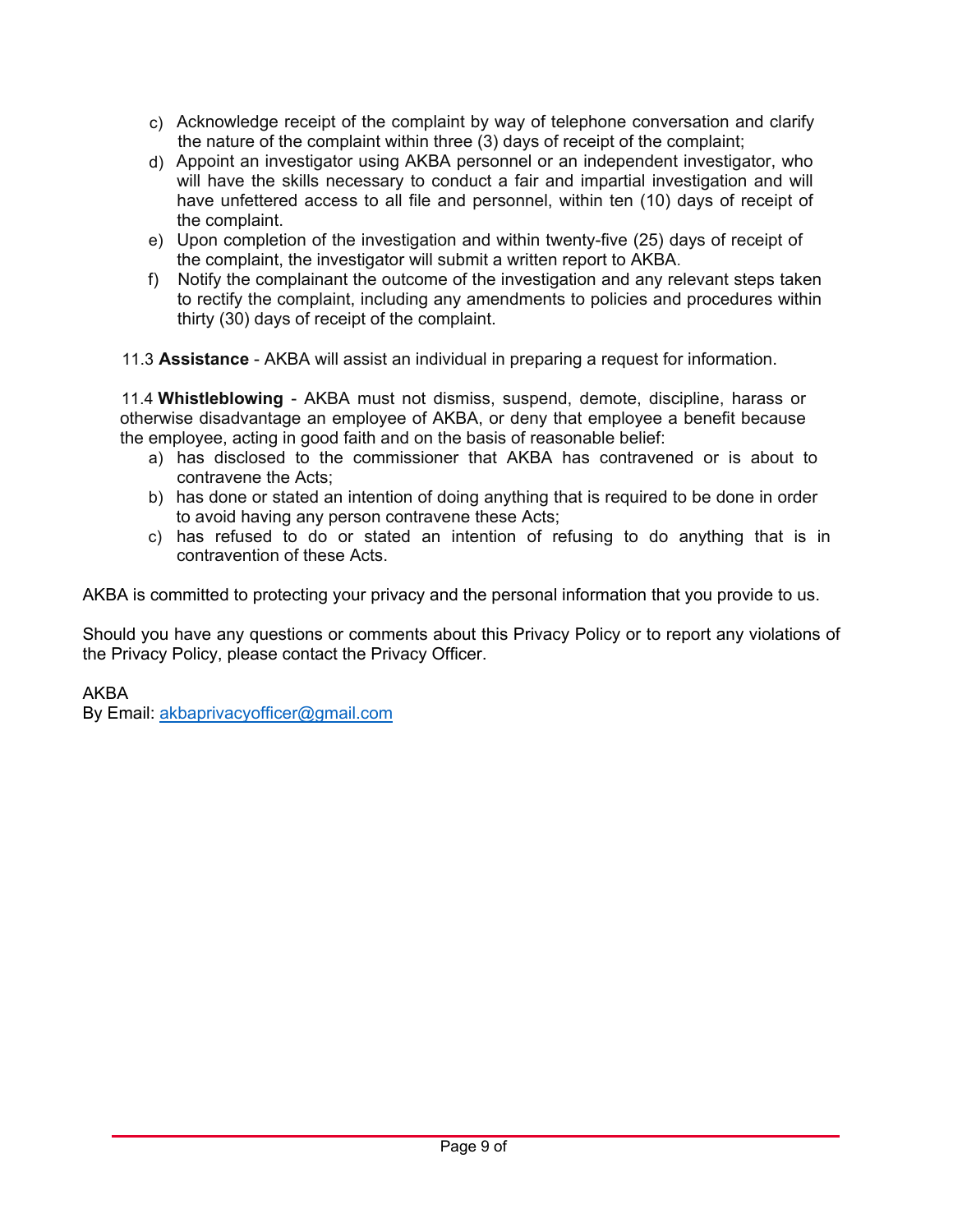c) Acknowledge receipt of the complaint by way of telephone conversation and clarify the nature of the complaint within three (3) days of receipt of the complaint;
d) Appoint an investigator using AKBA personnel or an independent investigator, who will have the skills necessary to conduct a fair and impartial investigation and will have unfettered access to all file and personnel, within ten (10) days of receipt of the complaint.
e) Upon completion of the investigation and within twenty-five (25) days of receipt of the complaint, the investigator will submit a written report to AKBA.
f) Notify the complainant the outcome of the investigation and any relevant steps taken to rectify the complaint, including any amendments to policies and procedures within thirty (30) days of receipt of the complaint.

11.3 **Assistance** - AKBA will assist an individual in preparing a request for information.

11.4 **Whistleblowing** - AKBA must not dismiss, suspend, demote, discipline, harass or otherwise disadvantage an employee of AKBA, or deny that employee a benefit because the employee, acting in good faith and on the basis of reasonable belief:

a) has disclosed to the commissioner that AKBA has contravened or is about to contravene the Acts;
b) has done or stated an intention of doing anything that is required to be done in order to avoid having any person contravene these Acts;
c) has refused to do or stated an intention of refusing to do anything that is in contravention of these Acts.

AKBA is committed to protecting your privacy and the personal information that you provide to us.

Should you have any questions or comments about this Privacy Policy or to report any violations of the Privacy Policy, please contact the Privacy Officer.

AKBA
By Email: akbaprivacyofficer@gmail.com